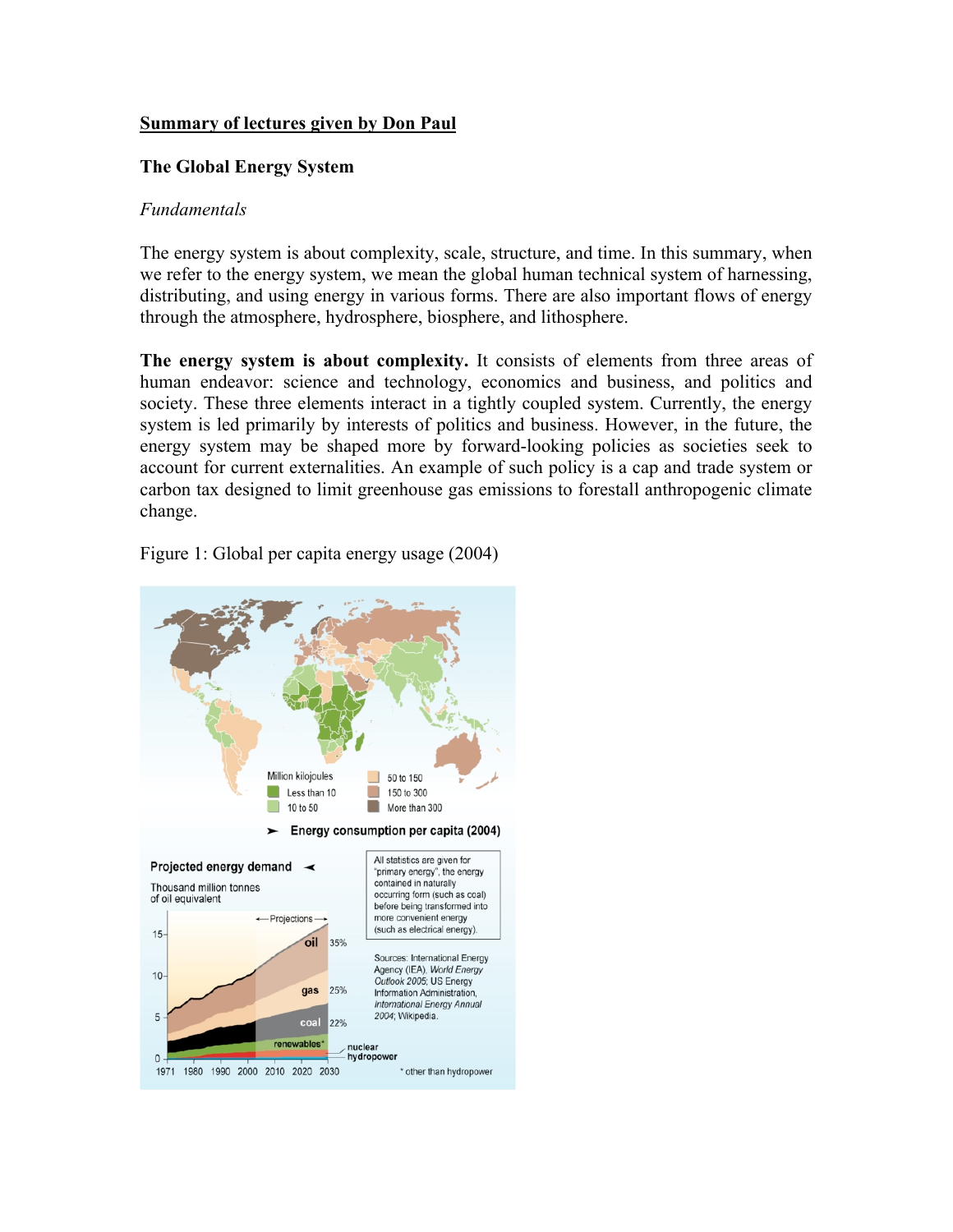**Summary of lectures given by Don Paul**

## The Global Energy System

*Fundamentals*

The energy system is about complexity, scale, structure, and time. In this summary, when we refer to the energy system, we mean the global human technical system of harnessing, distributing, and using energy in various forms. There are also important flows of energy through the atmosphere, hydrosphere, biosphere, and lithosphere.

**The energy system is about complexity.** It consists of elements from three areas of human endeavor: science and technology, economics and business, and politics and society. These three elements interact in a tightly coupled system. Currently, the energy system is led primarily by interests of politics and business. However, in the future, the energy system may be shaped more by forward-looking policies as societies seek to account for current externalities. An example of such policy is a cap and trade system or carbon tax designed to limit greenhouse gas emissions to forestall anthropogenic climate change.

Figure 1: Global per capita energy usage (2004)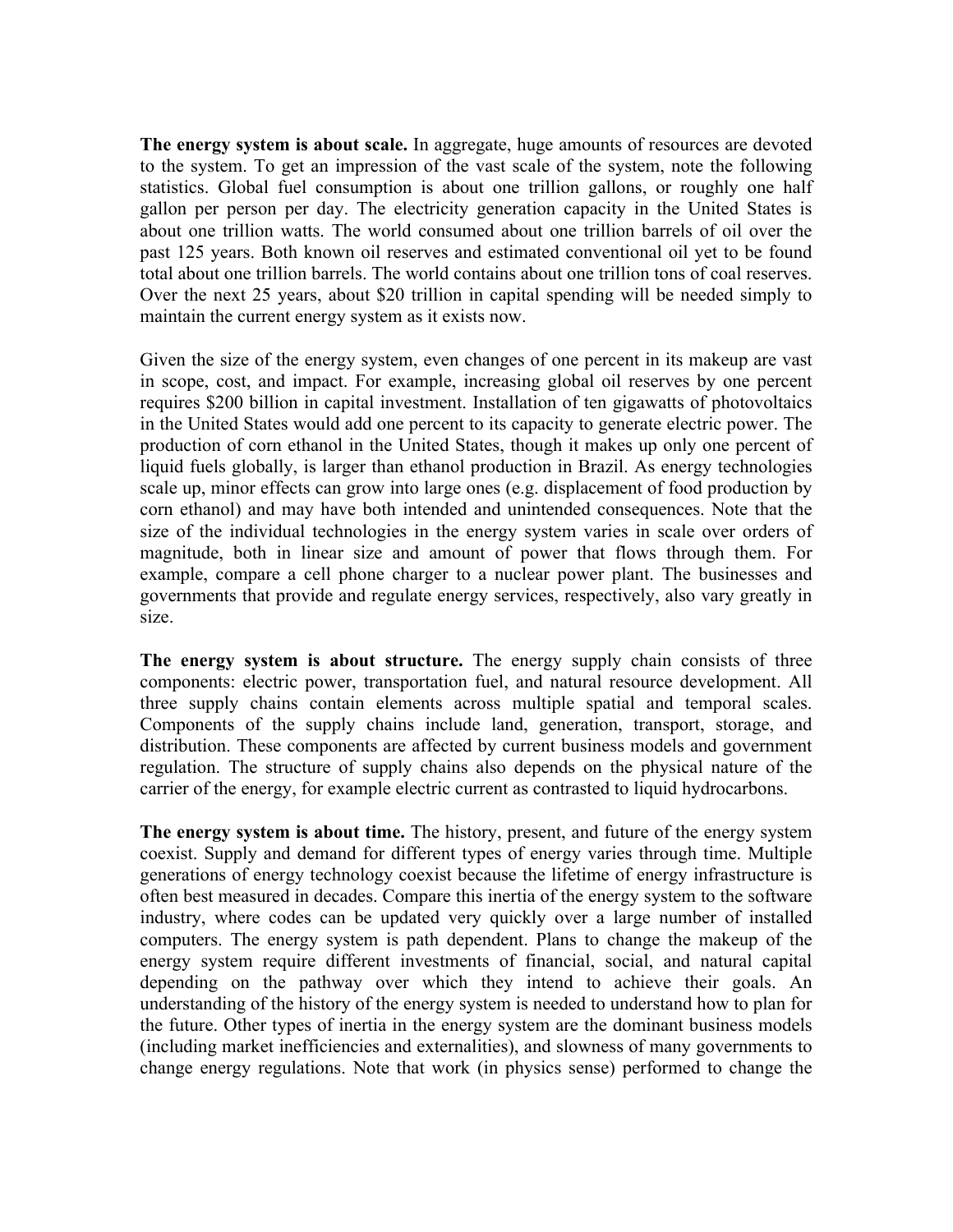**The energy system is about scale.** In aggregate, huge amounts of resources are devoted to the system. To get an impression of the vast scale of the system, note the following statistics. Global fuel consumption is about one trillion gallons, or roughly one half gallon per person per day. The electricity generation capacity in the United States is about one trillion watts. The world consumed about one trillion barrels of oil over the past 125 years. Both known oil reserves and estimated conventional oil yet to be found total about one trillion barrels. The world contains about one trillion tons of coal reserves. Over the next 25 years, about $20 trillion in capital spending will be needed simply to maintain the current energy system as it exists now.

Given the size of the energy system, even changes of one percent in its makeup are vast in scope, cost, and impact. For example, increasing global oil reserves by one percent requires $200 billion in capital investment. Installation of ten gigawatts of photovoltaics in the United States would add one percent to its capacity to generate electric power. The production of corn ethanol in the United States, though it makes up only one percent of liquid fuels globally, is larger than ethanol production in Brazil. As energy technologies scale up, minor effects can grow into large ones (e.g. displacement of food production by corn ethanol) and may have both intended and unintended consequences. Note that the size of the individual technologies in the energy system varies in scale over orders of magnitude, both in linear size and amount of power that flows through them. For example, compare a cell phone charger to a nuclear power plant. The businesses and governments that provide and regulate energy services, respectively, also vary greatly in size.

**The energy system is about structure.** The energy supply chain consists of three components: electric power, transportation fuel, and natural resource development. All three supply chains contain elements across multiple spatial and temporal scales. Components of the supply chains include land, generation, transport, storage, and distribution. These components are affected by current business models and government regulation. The structure of supply chains also depends on the physical nature of the carrier of the energy, for example electric current as contrasted to liquid hydrocarbons.

**The energy system is about time.** The history, present, and future of the energy system coexist. Supply and demand for different types of energy varies through time. Multiple generations of energy technology coexist because the lifetime of energy infrastructure is often best measured in decades. Compare this inertia of the energy system to the software industry, where codes can be updated very quickly over a large number of installed computers. The energy system is path dependent. Plans to change the makeup of the energy system require different investments of financial, social, and natural capital depending on the pathway over which they intend to achieve their goals. An understanding of the history of the energy system is needed to understand how to plan for the future. Other types of inertia in the energy system are the dominant business models (including market inefficiencies and externalities), and slowness of many governments to change energy regulations. Note that work (in physics sense) performed to change the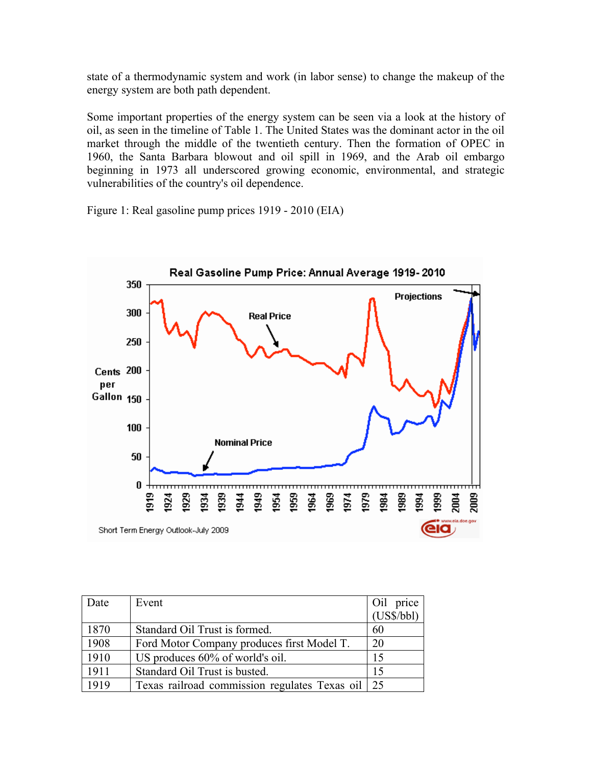state of a thermodynamic system and work (in labor sense) to change the makeup of the energy system are both path dependent.

Some important properties of the energy system can be seen via a look at the history of oil, as seen in the timeline of Table 1. The United States was the dominant actor in the oil market through the middle of the twentieth century. Then the formation of OPEC in 1960, the Santa Barbara blowout and oil spill in 1969, and the Arab oil embargo beginning in 1973 all underscored growing economic, environmental, and strategic vulnerabilities of the country's oil dependence.

Figure 1: Real gasoline pump prices 1919 - 2010 (EIA)

| Date | Event | Oil price (US$/bbl) |
|---|---|---|
| 1870 | Standard Oil Trust is formed. | 60 |
| 1908 | Ford Motor Company produces first Model T. | 20 |
| 1910 | US produces 60% of world's oil. | 15 |
| 1911 | Standard Oil Trust is busted. | 15 |
| 1919 | Texas railroad commission regulates Texas oil | 25 |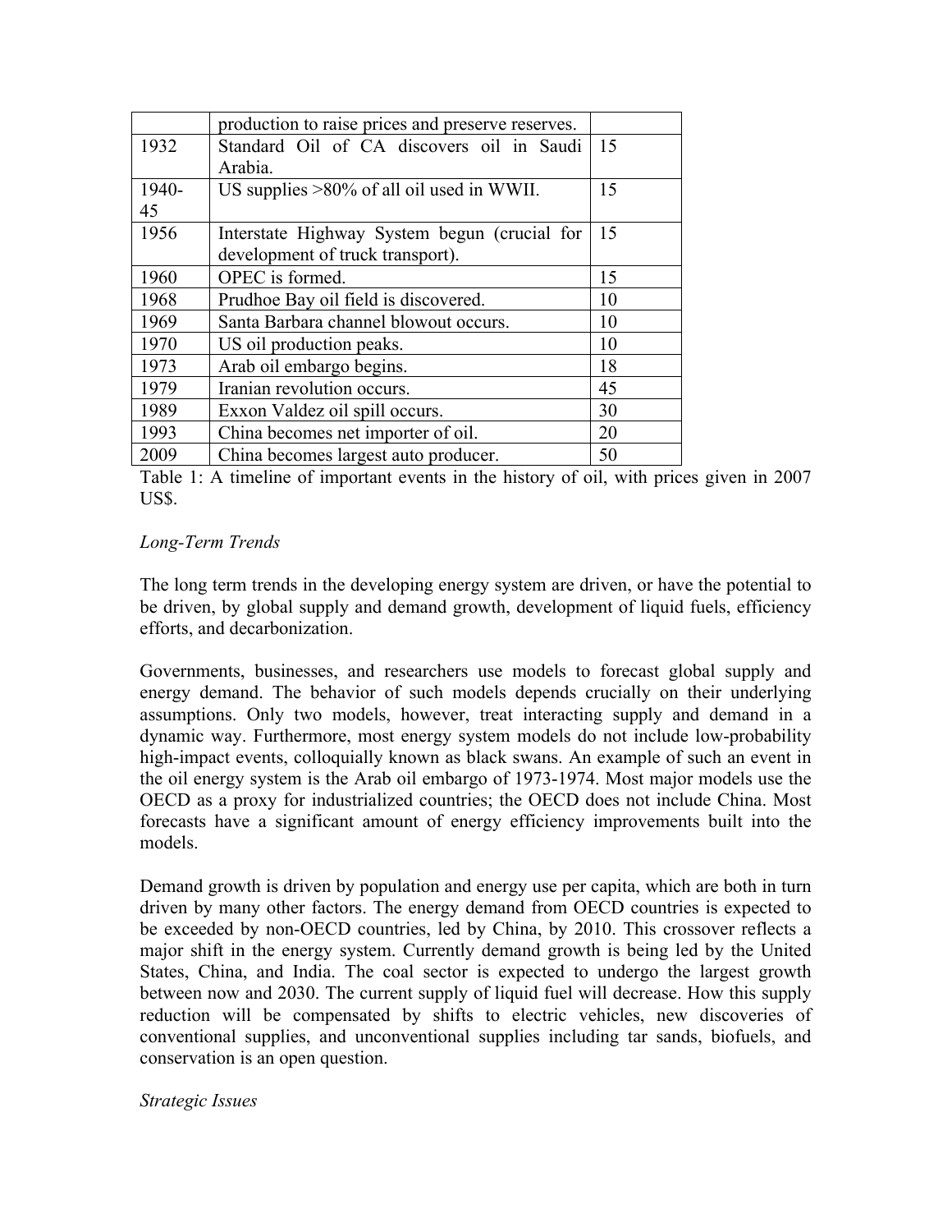| | | |
|---|---|---|
| | production to raise prices and preserve reserves. | |
| 1932 | Standard Oil of CA discovers oil in Saudi Arabia. | 15 |
| 1940-45 | US supplies >80% of all oil used in WWII. | 15 |
| 1956 | Interstate Highway System begun (crucial for development of truck transport). | 15 |
| 1960 | OPEC is formed. | 15 |
| 1968 | Prudhoe Bay oil field is discovered. | 10 |
| 1969 | Santa Barbara channel blowout occurs. | 10 |
| 1970 | US oil production peaks. | 10 |
| 1973 | Arab oil embargo begins. | 18 |
| 1979 | Iranian revolution occurs. | 45 |
| 1989 | Exxon Valdez oil spill occurs. | 30 |
| 1993 | China becomes net importer of oil. | 20 |
| 2009 | China becomes largest auto producer. | 50 |

Table 1: A timeline of important events in the history of oil, with prices given in 2007 US$.

*Long-Term Trends*

The long term trends in the developing energy system are driven, or have the potential to be driven, by global supply and demand growth, development of liquid fuels, efficiency efforts, and decarbonization.

Governments, businesses, and researchers use models to forecast global supply and energy demand. The behavior of such models depends crucially on their underlying assumptions. Only two models, however, treat interacting supply and demand in a dynamic way. Furthermore, most energy system models do not include low-probability high-impact events, colloquially known as black swans. An example of such an event in the oil energy system is the Arab oil embargo of 1973-1974. Most major models use the OECD as a proxy for industrialized countries; the OECD does not include China. Most forecasts have a significant amount of energy efficiency improvements built into the models.

Demand growth is driven by population and energy use per capita, which are both in turn driven by many other factors. The energy demand from OECD countries is expected to be exceeded by non-OECD countries, led by China, by 2010. This crossover reflects a major shift in the energy system. Currently demand growth is being led by the United States, China, and India. The coal sector is expected to undergo the largest growth between now and 2030. The current supply of liquid fuel will decrease. How this supply reduction will be compensated by shifts to electric vehicles, new discoveries of conventional supplies, and unconventional supplies including tar sands, biofuels, and conservation is an open question.

*Strategic Issues*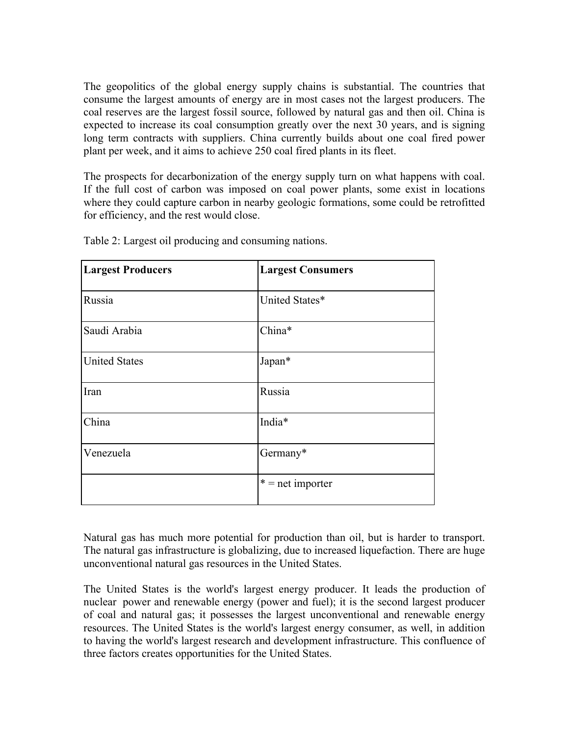The geopolitics of the global energy supply chains is substantial. The countries that consume the largest amounts of energy are in most cases not the largest producers. The coal reserves are the largest fossil source, followed by natural gas and then oil. China is expected to increase its coal consumption greatly over the next 30 years, and is signing long term contracts with suppliers. China currently builds about one coal fired power plant per week, and it aims to achieve 250 coal fired plants in its fleet.

The prospects for decarbonization of the energy supply turn on what happens with coal. If the full cost of carbon was imposed on coal power plants, some exist in locations where they could capture carbon in nearby geologic formations, some could be retrofitted for efficiency, and the rest would close.

Table 2: Largest oil producing and consuming nations.

| **Largest Producers** | **Largest Consumers** |
|---|---|
| Russia | United States* |
| Saudi Arabia | China* |
| United States | Japan* |
| Iran | Russia |
| China | India* |
| Venezuela | Germany* |
| | * = net importer |

Natural gas has much more potential for production than oil, but is harder to transport. The natural gas infrastructure is globalizing, due to increased liquefaction. There are huge unconventional natural gas resources in the United States.

The United States is the world's largest energy producer. It leads the production of nuclear power and renewable energy (power and fuel); it is the second largest producer of coal and natural gas; it possesses the largest unconventional and renewable energy resources. The United States is the world's largest energy consumer, as well, in addition to having the world's largest research and development infrastructure. This confluence of three factors creates opportunities for the United States.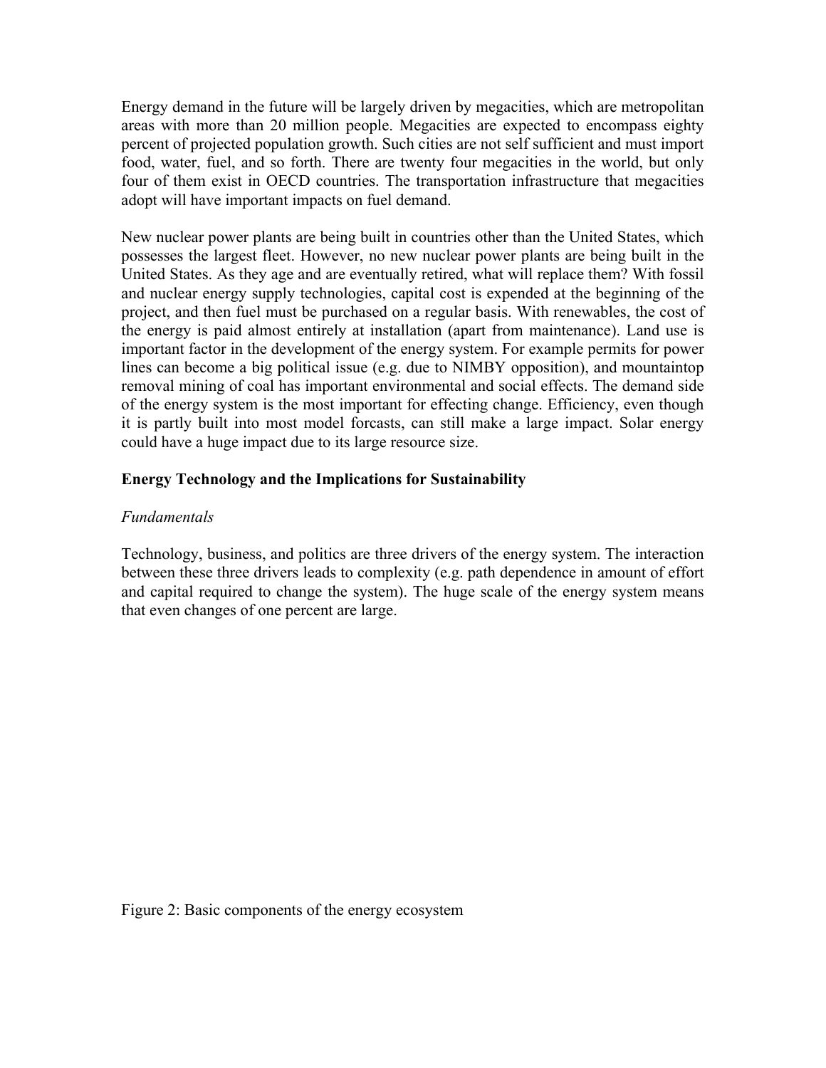Energy demand in the future will be largely driven by megacities, which are metropolitan areas with more than 20 million people. Megacities are expected to encompass eighty percent of projected population growth. Such cities are not self sufficient and must import food, water, fuel, and so forth. There are twenty four megacities in the world, but only four of them exist in OECD countries. The transportation infrastructure that megacities adopt will have important impacts on fuel demand.

New nuclear power plants are being built in countries other than the United States, which possesses the largest fleet. However, no new nuclear power plants are being built in the United States. As they age and are eventually retired, what will replace them? With fossil and nuclear energy supply technologies, capital cost is expended at the beginning of the project, and then fuel must be purchased on a regular basis. With renewables, the cost of the energy is paid almost entirely at installation (apart from maintenance). Land use is important factor in the development of the energy system. For example permits for power lines can become a big political issue (e.g. due to NIMBY opposition), and mountaintop removal mining of coal has important environmental and social effects. The demand side of the energy system is the most important for effecting change. Efficiency, even though it is partly built into most model forcasts, can still make a large impact. Solar energy could have a huge impact due to its large resource size.

## Energy Technology and the Implications for Sustainability

### *Fundamentals*

Technology, business, and politics are three drivers of the energy system. The interaction between these three drivers leads to complexity (e.g. path dependence in amount of effort and capital required to change the system). The huge scale of the energy system means that even changes of one percent are large.

Figure 2: Basic components of the energy ecosystem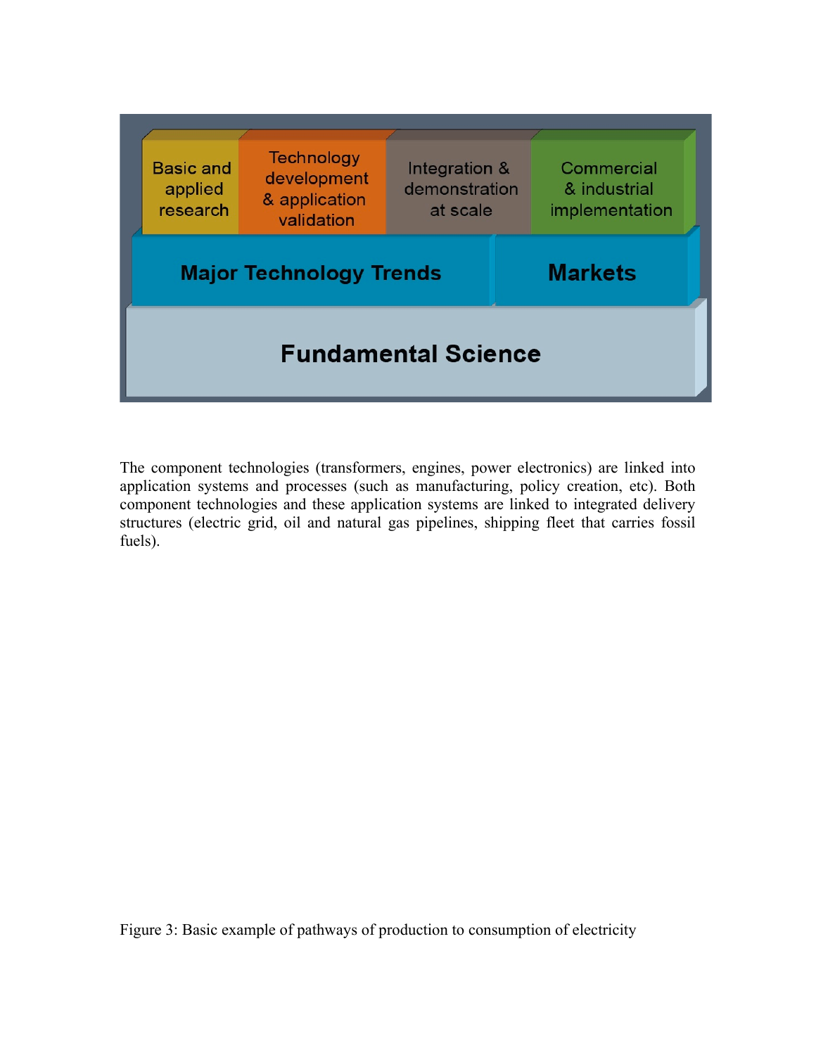| Basic and applied research | Technology development & application validation | Integration & demonstration at scale | Commercial & industrial implementation |
| --- | --- | --- | --- |
| **Major Technology Trends** | | | **Markets** |
| **Fundamental Science** | | | |

The component technologies (transformers, engines, power electronics) are linked into application systems and processes (such as manufacturing, policy creation, etc). Both component technologies and these application systems are linked to integrated delivery structures (electric grid, oil and natural gas pipelines, shipping fleet that carries fossil fuels).

Figure 3: Basic example of pathways of production to consumption of electricity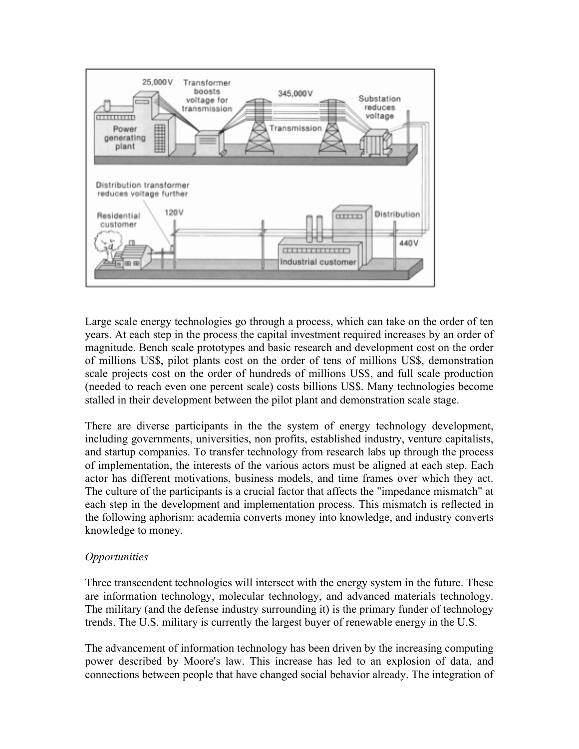Large scale energy technologies go through a process, which can take on the order of ten years. At each step in the process the capital investment required increases by an order of magnitude. Bench scale prototypes and basic research and development cost on the order of millions US$, pilot plants cost on the order of tens of millions US$, demonstration scale projects cost on the order of hundreds of millions US$, and full scale production (needed to reach even one percent scale) costs billions US$. Many technologies become stalled in their development between the pilot plant and demonstration scale stage.

There are diverse participants in the the system of energy technology development, including governments, universities, non profits, established industry, venture capitalists, and startup companies. To transfer technology from research labs up through the process of implementation, the interests of the various actors must be aligned at each step. Each actor has different motivations, business models, and time frames over which they act. The culture of the participants is a crucial factor that affects the "impedance mismatch" at each step in the development and implementation process. This mismatch is reflected in the following aphorism: academia converts money into knowledge, and industry converts knowledge to money.

*Opportunities*

Three transcendent technologies will intersect with the energy system in the future. These are information technology, molecular technology, and advanced materials technology. The military (and the defense industry surrounding it) is the primary funder of technology trends. The U.S. military is currently the largest buyer of renewable energy in the U.S.

The advancement of information technology has been driven by the increasing computing power described by Moore's law. This increase has led to an explosion of data, and connections between people that have changed social behavior already. The integration of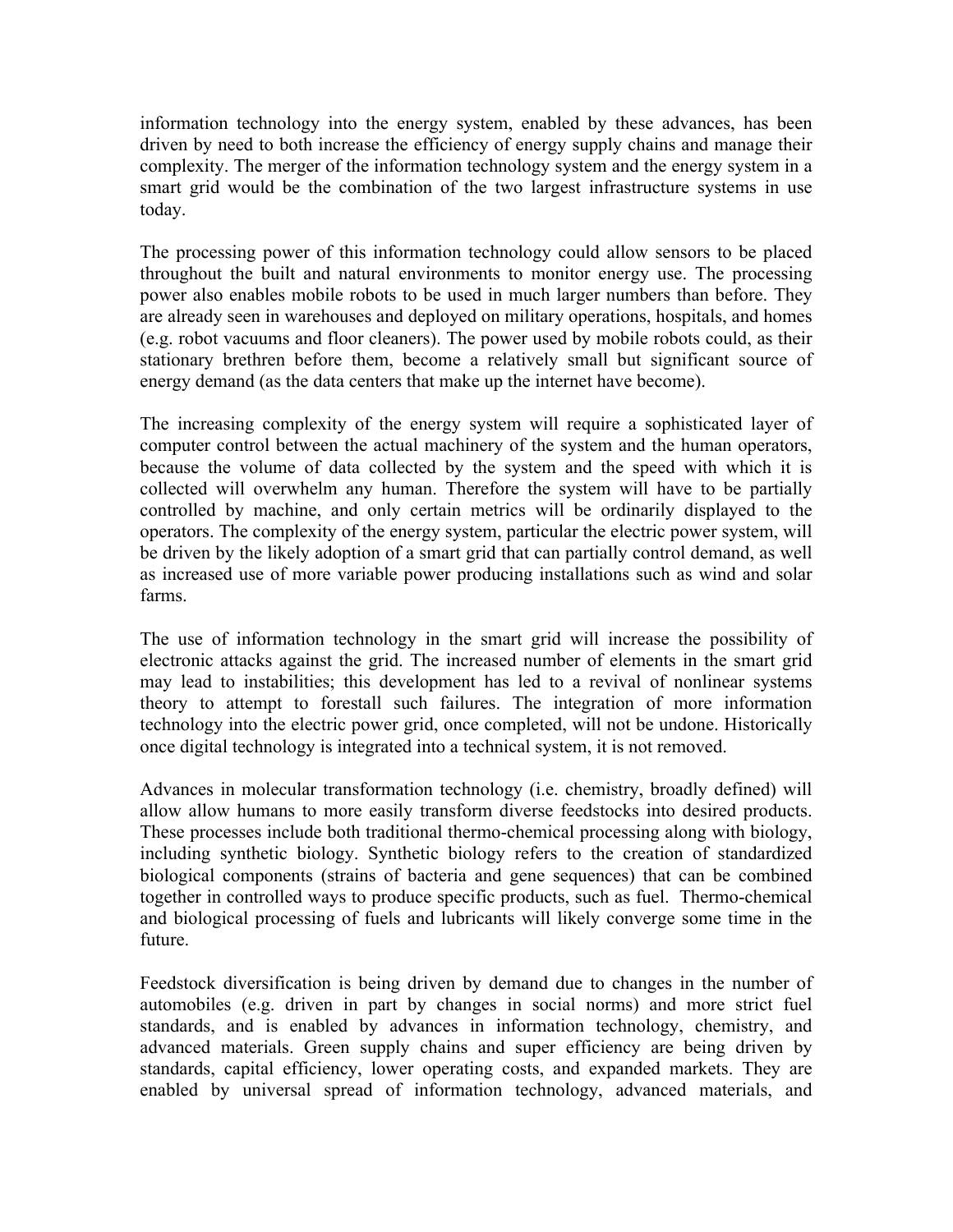information technology into the energy system, enabled by these advances, has been driven by need to both increase the efficiency of energy supply chains and manage their complexity. The merger of the information technology system and the energy system in a smart grid would be the combination of the two largest infrastructure systems in use today.

The processing power of this information technology could allow sensors to be placed throughout the built and natural environments to monitor energy use. The processing power also enables mobile robots to be used in much larger numbers than before. They are already seen in warehouses and deployed on military operations, hospitals, and homes (e.g. robot vacuums and floor cleaners). The power used by mobile robots could, as their stationary brethren before them, become a relatively small but significant source of energy demand (as the data centers that make up the internet have become).

The increasing complexity of the energy system will require a sophisticated layer of computer control between the actual machinery of the system and the human operators, because the volume of data collected by the system and the speed with which it is collected will overwhelm any human. Therefore the system will have to be partially controlled by machine, and only certain metrics will be ordinarily displayed to the operators. The complexity of the energy system, particular the electric power system, will be driven by the likely adoption of a smart grid that can partially control demand, as well as increased use of more variable power producing installations such as wind and solar farms.

The use of information technology in the smart grid will increase the possibility of electronic attacks against the grid. The increased number of elements in the smart grid may lead to instabilities; this development has led to a revival of nonlinear systems theory to attempt to forestall such failures. The integration of more information technology into the electric power grid, once completed, will not be undone. Historically once digital technology is integrated into a technical system, it is not removed.

Advances in molecular transformation technology (i.e. chemistry, broadly defined) will allow allow humans to more easily transform diverse feedstocks into desired products. These processes include both traditional thermo-chemical processing along with biology, including synthetic biology. Synthetic biology refers to the creation of standardized biological components (strains of bacteria and gene sequences) that can be combined together in controlled ways to produce specific products, such as fuel. Thermo-chemical and biological processing of fuels and lubricants will likely converge some time in the future.

Feedstock diversification is being driven by demand due to changes in the number of automobiles (e.g. driven in part by changes in social norms) and more strict fuel standards, and is enabled by advances in information technology, chemistry, and advanced materials. Green supply chains and super efficiency are being driven by standards, capital efficiency, lower operating costs, and expanded markets. They are enabled by universal spread of information technology, advanced materials, and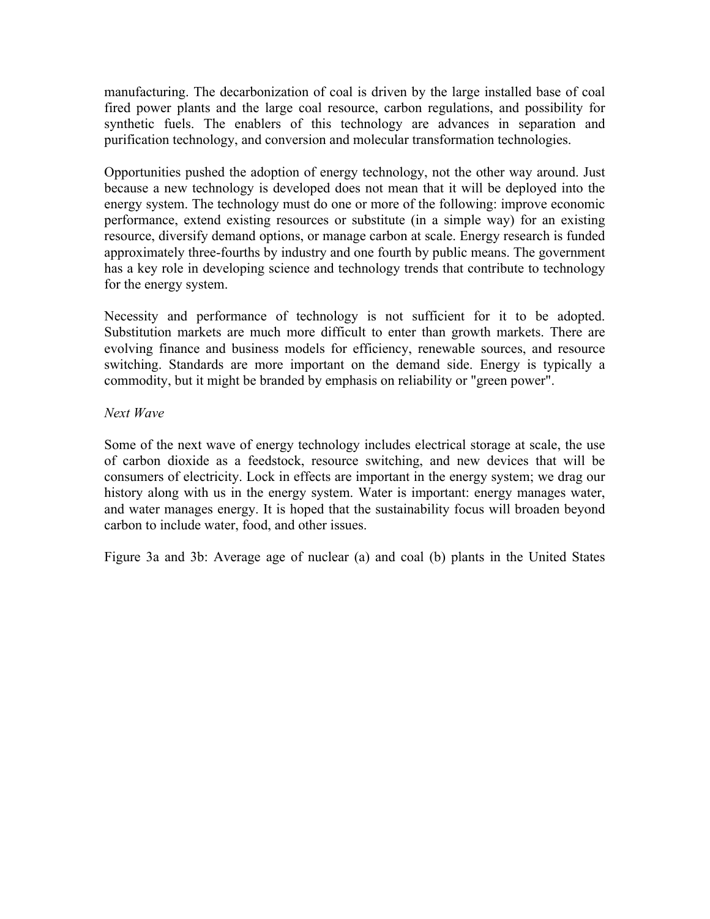manufacturing. The decarbonization of coal is driven by the large installed base of coal fired power plants and the large coal resource, carbon regulations, and possibility for synthetic fuels. The enablers of this technology are advances in separation and purification technology, and conversion and molecular transformation technologies.

Opportunities pushed the adoption of energy technology, not the other way around. Just because a new technology is developed does not mean that it will be deployed into the energy system. The technology must do one or more of the following: improve economic performance, extend existing resources or substitute (in a simple way) for an existing resource, diversify demand options, or manage carbon at scale. Energy research is funded approximately three-fourths by industry and one fourth by public means. The government has a key role in developing science and technology trends that contribute to technology for the energy system.

Necessity and performance of technology is not sufficient for it to be adopted. Substitution markets are much more difficult to enter than growth markets. There are evolving finance and business models for efficiency, renewable sources, and resource switching. Standards are more important on the demand side. Energy is typically a commodity, but it might be branded by emphasis on reliability or "green power".

*Next Wave*

Some of the next wave of energy technology includes electrical storage at scale, the use of carbon dioxide as a feedstock, resource switching, and new devices that will be consumers of electricity. Lock in effects are important in the energy system; we drag our history along with us in the energy system. Water is important: energy manages water, and water manages energy. It is hoped that the sustainability focus will broaden beyond carbon to include water, food, and other issues.

Figure 3a and 3b: Average age of nuclear (a) and coal (b) plants in the United States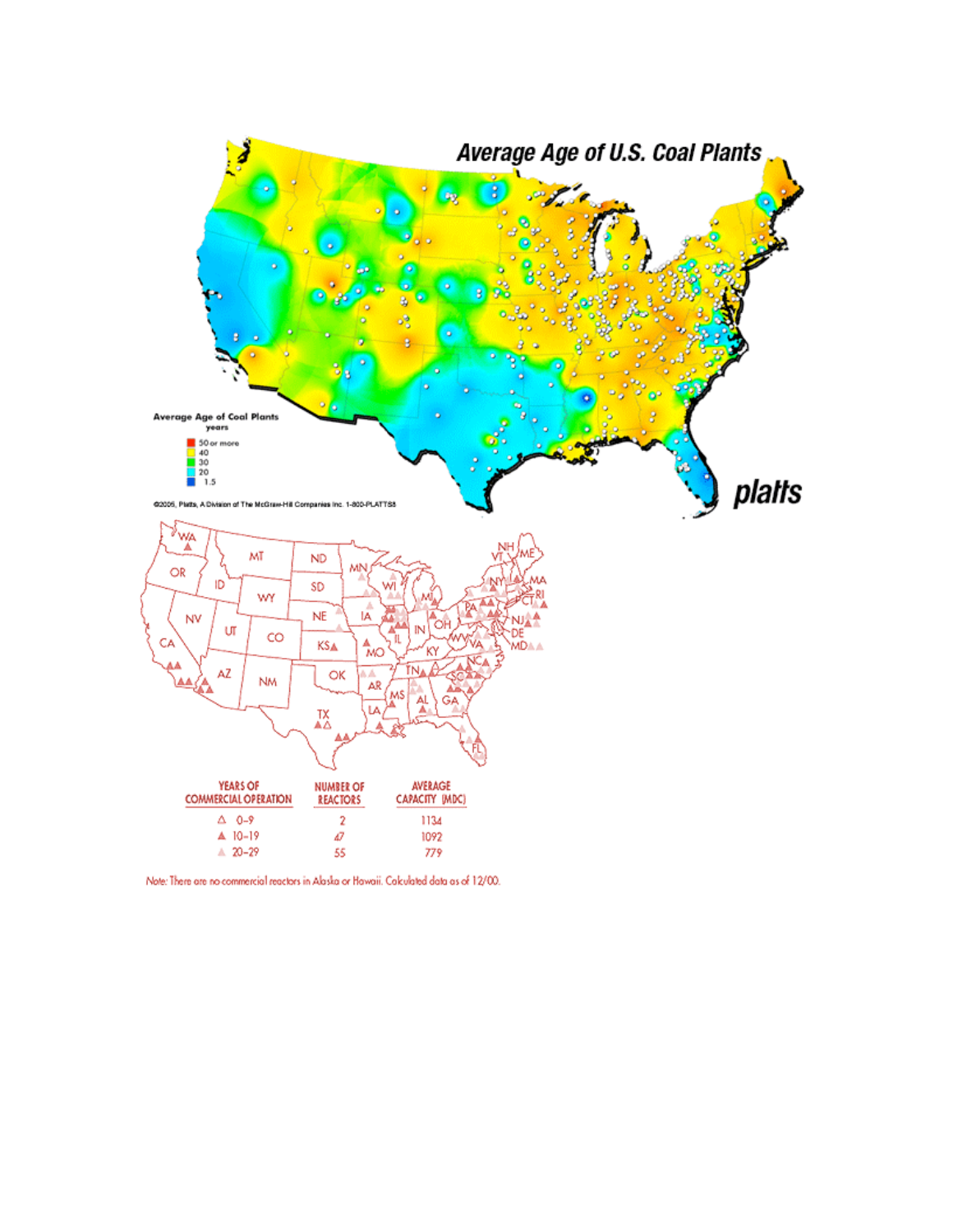Average Age of U.S. Coal Plants

Average Age of Coal Plants
years

50 or more
40
30
20
1.5

©2005, Platts, A Division of The McGraw-Hill Companies Inc. 1-800-PLATTS8

platts

WA OR ID MT ND SD WY NE NV UT CO KS CA AZ NM OK TX MN IA MO WI IL MI IN OH KY TN AR LA MS AL GA FL NC SC VA WV PA NY VT NH ME MA RI CT NJ DE MD

| YEARS OF COMMERCIAL OPERATION | NUMBER OF REACTORS | AVERAGE CAPACITY (MDC) |
| --- | --- | --- |
| △ 0–9 | 2 | 1134 |
| ▲ 10–19 | 47 | 1092 |
| ▲ 20–29 | 55 | 779 |

Note: There are no commercial reactors in Alaska or Hawaii. Calculated data as of 12/00.